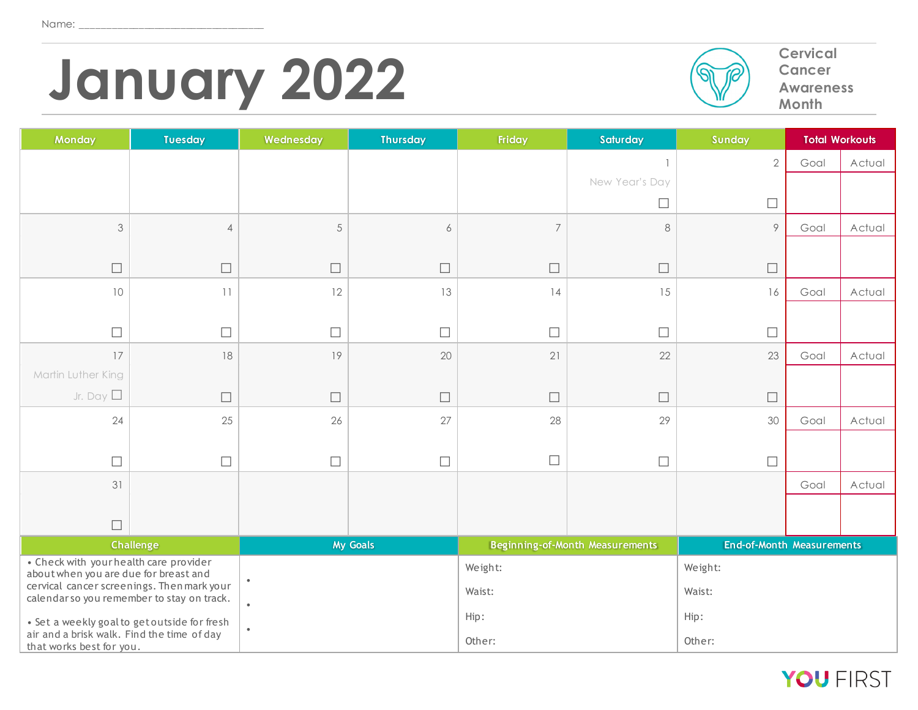Name: ______________________________

# January 2022

## Cervical Cancer Awareness Month

| Monday | Tuesday | Wednesday | Thursday | Friday | Saturday | Sunday | Total Workouts | |
|---|---|---|---|---|---|---|---|---|
| | | | | | 1 New Year's Day ☐ | 2 ☐ | Goal | Actual |
| 3 ☐ | 4 ☐ | 5 ☐ | 6 ☐ | 7 ☐ | 8 ☐ | 9 ☐ | Goal | Actual |
| 10 ☐ | 11 ☐ | 12 ☐ | 13 ☐ | 14 ☐ | 15 ☐ | 16 ☐ | Goal | Actual |
| 17 Martin Luther King Jr. Day ☐ | 18 ☐ | 19 ☐ | 20 ☐ | 21 ☐ | 22 ☐ | 23 ☐ | Goal | Actual |
| 24 ☐ | 25 ☐ | 26 ☐ | 27 ☐ | 28 ☐ | 29 ☐ | 30 ☐ | Goal | Actual |
| 31 ☐ | | | | | | | Goal | Actual |

| Challenge | My Goals | Beginning-of-Month Measurements | End-of-Month Measurements |
|---|---|---|---|
| • Check with your health care provider about when you are due for breast and cervical cancer screenings. Then mark your calendar so you remember to stay on track.<br><br>• Set a weekly goal to get outside for fresh air and a brisk walk. Find the time of day that works best for you. | •<br>•<br>• | Weight:<br>Waist:<br>Hip:<br>Other: | Weight:<br>Waist:<br>Hip:<br>Other: |

YOU FIRST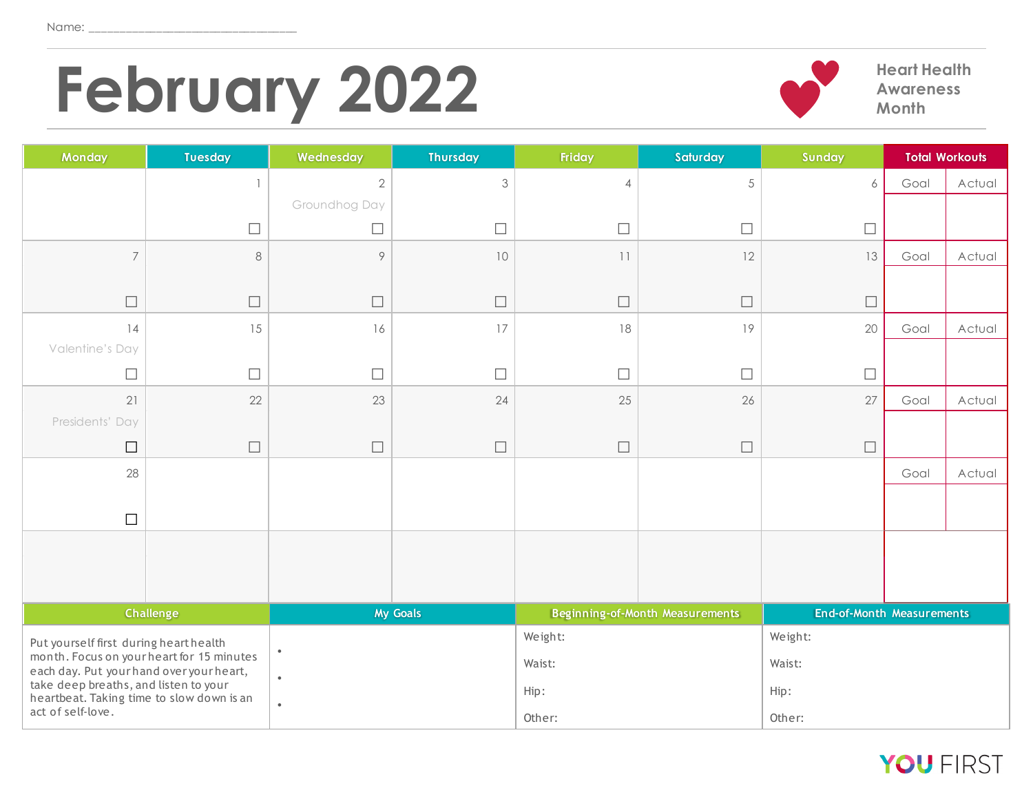Name: ______________________________

# February 2022

**Heart Health Awareness Month**

| Monday | Tuesday | Wednesday | Thursday | Friday | Saturday | Sunday | Total Workouts | |
|---|---|---|---|---|---|---|---|---|
| | 1 ☐ | 2 Groundhog Day ☐ | 3 ☐ | 4 ☐ | 5 ☐ | 6 ☐ | Goal | Actual |
| 7 ☐ | 8 ☐ | 9 ☐ | 10 ☐ | 11 ☐ | 12 ☐ | 13 ☐ | Goal | Actual |
| 14 Valentine's Day ☐ | 15 ☐ | 16 ☐ | 17 ☐ | 18 ☐ | 19 ☐ | 20 ☐ | Goal | Actual |
| 21 Presidents' Day ☐ | 22 ☐ | 23 ☐ | 24 ☐ | 25 ☐ | 26 ☐ | 27 ☐ | Goal | Actual |
| 28 ☐ | | | | | | | Goal | Actual |
| | | | | | | | | |

| Challenge | My Goals | Beginning-of-Month Measurements | End-of-Month Measurements |
|---|---|---|---|
| Put yourself first during heart health month. Focus on your heart for 15 minutes each day. Put your hand over your heart, take deep breaths, and listen to your heartbeat. Taking time to slow down is an act of self-love. | •<br>•<br>• | Weight:<br>Waist:<br>Hip:<br>Other: | Weight:<br>Waist:<br>Hip:<br>Other: |

YOU FIRST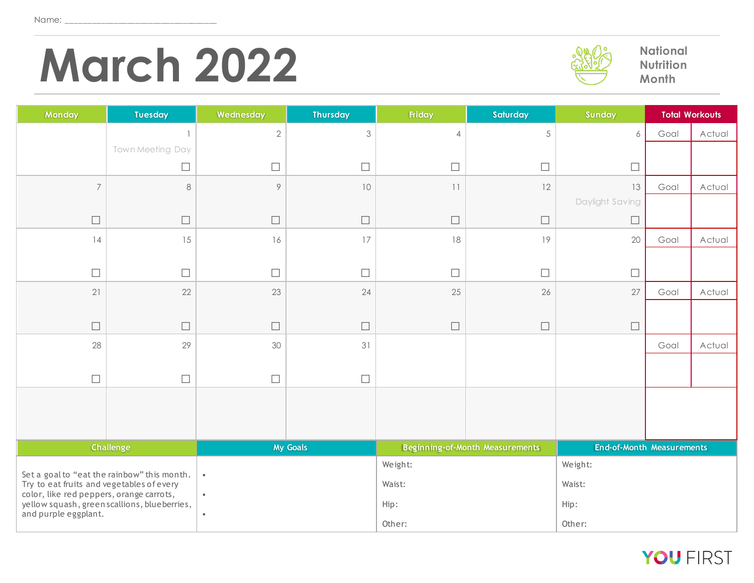Name: ______________________________

# March 2022

National Nutrition Month

| Monday | Tuesday | Wednesday | Thursday | Friday | Saturday | Sunday | Total Workouts | |
|---|---|---|---|---|---|---|---|---|
| | 1 Town Meeting Day ☐ | 2 ☐ | 3 ☐ | 4 ☐ | 5 ☐ | 6 ☐ | Goal | Actual |
| 7 ☐ | 8 ☐ | 9 ☐ | 10 ☐ | 11 ☐ | 12 ☐ | 13 Daylight Saving ☐ | Goal | Actual |
| 14 ☐ | 15 ☐ | 16 ☐ | 17 ☐ | 18 ☐ | 19 ☐ | 20 ☐ | Goal | Actual |
| 21 ☐ | 22 ☐ | 23 ☐ | 24 ☐ | 25 ☐ | 26 ☐ | 27 ☐ | Goal | Actual |
| 28 ☐ | 29 ☐ | 30 ☐ | 31 ☐ | | | | Goal | Actual |
| | | | | | | | | |

| Challenge | My Goals | Beginning-of-Month Measurements | End-of-Month Measurements |
|---|---|---|---|
| Set a goal to "eat the rainbow" this month. Try to eat fruits and vegetables of every color, like red peppers, orange carrots, yellow squash, green scallions, blueberries, and purple eggplant. | • <br> • <br> • | Weight: <br> Waist: <br> Hip: <br> Other: | Weight: <br> Waist: <br> Hip: <br> Other: |

YOU FIRST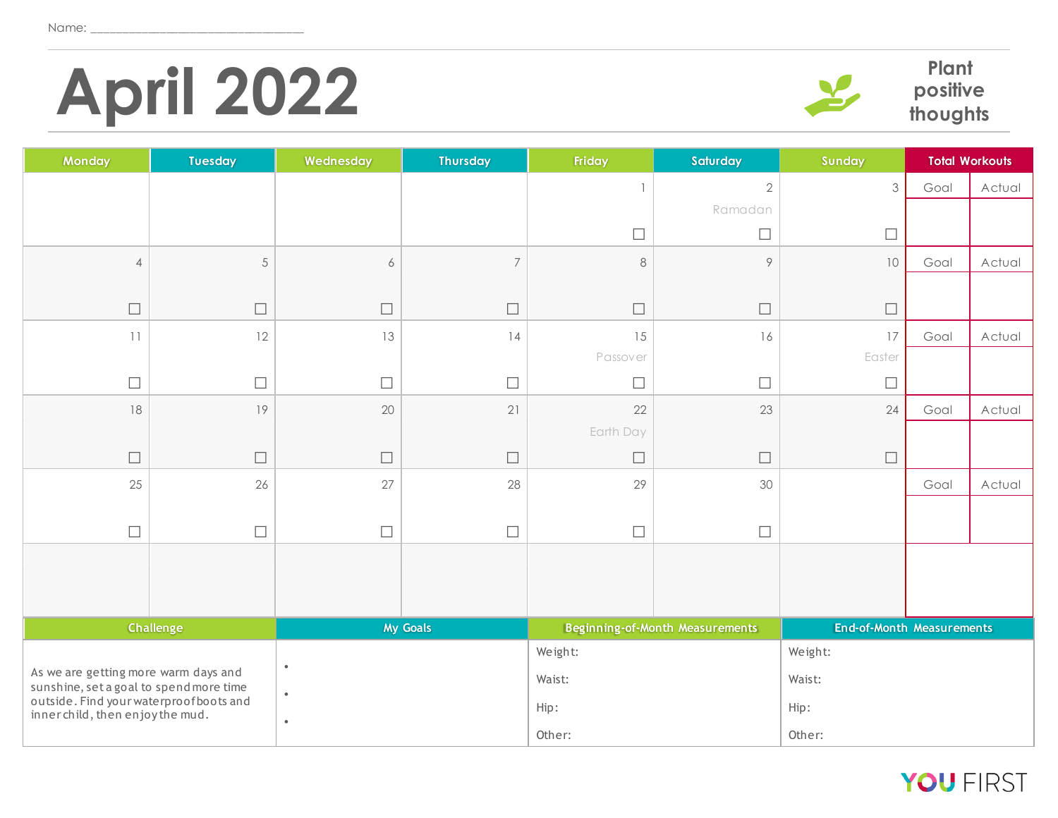Name: ______________________________

# April 2022

**Plant positive thoughts**

| Monday | Tuesday | Wednesday | Thursday | Friday | Saturday | Sunday | Total Workouts | |
|---|---|---|---|---|---|---|---|---|
| | | | | 1 ☐ | 2 Ramadan ☐ | 3 ☐ | Goal | Actual |
| 4 ☐ | 5 ☐ | 6 ☐ | 7 ☐ | 8 ☐ | 9 ☐ | 10 ☐ | Goal | Actual |
| 11 ☐ | 12 ☐ | 13 ☐ | 14 ☐ | 15 Passover ☐ | 16 ☐ | 17 Easter ☐ | Goal | Actual |
| 18 ☐ | 19 ☐ | 20 ☐ | 21 ☐ | 22 Earth Day ☐ | 23 ☐ | 24 ☐ | Goal | Actual |
| 25 ☐ | 26 ☐ | 27 ☐ | 28 ☐ | 29 ☐ | 30 ☐ | | Goal | Actual |
| | | | | | | | | |

| Challenge | My Goals | Beginning-of-Month Measurements | End-of-Month Measurements |
|---|---|---|---|
| As we are getting more warm days and sunshine, set a goal to spend more time outside. Find your waterproof boots and inner child, then enjoy the mud. | • <br> • <br> • | Weight: <br> Waist: <br> Hip: <br> Other: | Weight: <br> Waist: <br> Hip: <br> Other: |

YOU FIRST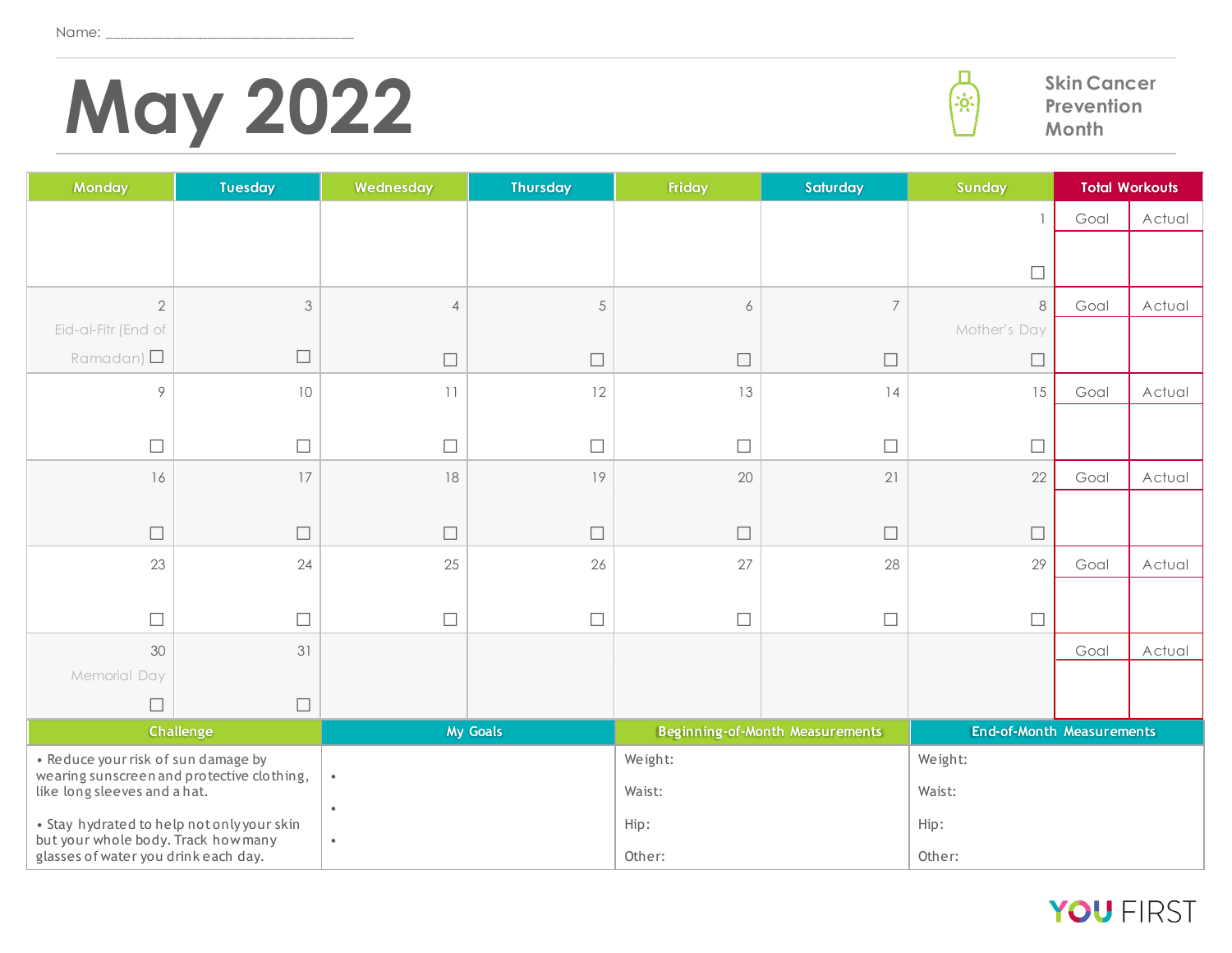Name: ______________________________

# May 2022

**Skin Cancer Prevention Month**

| Monday | Tuesday | Wednesday | Thursday | Friday | Saturday | Sunday | Total Workouts | |
|---|---|---|---|---|---|---|---|---|
| | | | | | | 1 ☐ | Goal | Actual |
| 2 Eid-al-Fitr (End of Ramadan) ☐ | 3 ☐ | 4 ☐ | 5 ☐ | 6 ☐ | 7 ☐ | 8 Mother's Day ☐ | Goal | Actual |
| 9 ☐ | 10 ☐ | 11 ☐ | 12 ☐ | 13 ☐ | 14 ☐ | 15 ☐ | Goal | Actual |
| 16 ☐ | 17 ☐ | 18 ☐ | 19 ☐ | 20 ☐ | 21 ☐ | 22 ☐ | Goal | Actual |
| 23 ☐ | 24 ☐ | 25 ☐ | 26 ☐ | 27 ☐ | 28 ☐ | 29 ☐ | Goal | Actual |
| 30 Memorial Day ☐ | 31 ☐ | | | | | | Goal | Actual |

| Challenge | My Goals | Beginning-of-Month Measurements | End-of-Month Measurements |
|---|---|---|---|
| • Reduce your risk of sun damage by wearing sunscreen and protective clothing, like long sleeves and a hat.<br><br>• Stay hydrated to help not only your skin but your whole body. Track how many glasses of water you drink each day. | •<br>•<br>• | Weight:<br>Waist:<br>Hip:<br>Other: | Weight:<br>Waist:<br>Hip:<br>Other: |

YOU FIRST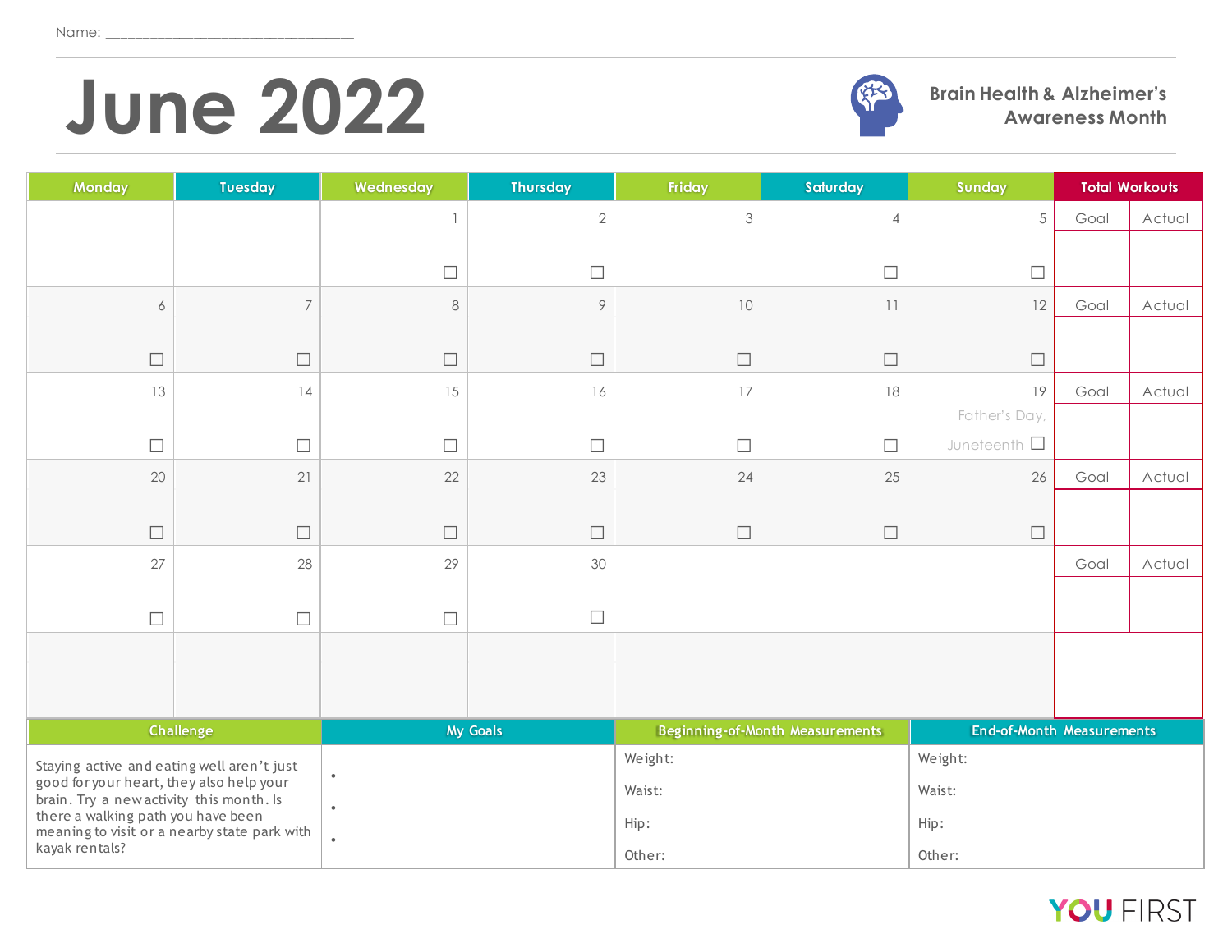Name: ________________________________

# June 2022

**Brain Health & Alzheimer's Awareness Month**

| Monday | Tuesday | Wednesday | Thursday | Friday | Saturday | Sunday | Total Workouts | |
|---|---|---|---|---|---|---|---|---|
| | | 1 ☐ | 2 ☐ | 3 | 4 ☐ | 5 ☐ | Goal | Actual |
| 6 ☐ | 7 ☐ | 8 ☐ | 9 ☐ | 10 ☐ | 11 ☐ | 12 ☐ | Goal | Actual |
| 13 ☐ | 14 ☐ | 15 ☐ | 16 ☐ | 17 ☐ | 18 ☐ | 19 Father's Day, Juneteenth ☐ | Goal | Actual |
| 20 ☐ | 21 ☐ | 22 ☐ | 23 ☐ | 24 ☐ | 25 ☐ | 26 ☐ | Goal | Actual |
| 27 ☐ | 28 ☐ | 29 ☐ | 30 ☐ | | | | Goal | Actual |
| | | | | | | | | |

| Challenge | My Goals | Beginning-of-Month Measurements | End-of-Month Measurements |
|---|---|---|---|
| Staying active and eating well aren't just good for your heart, they also help your brain. Try a new activity this month. Is there a walking path you have been meaning to visit or a nearby state park with kayak rentals? | • <br> • <br> • | Weight: <br> Waist: <br> Hip: <br> Other: | Weight: <br> Waist: <br> Hip: <br> Other: |

YOU FIRST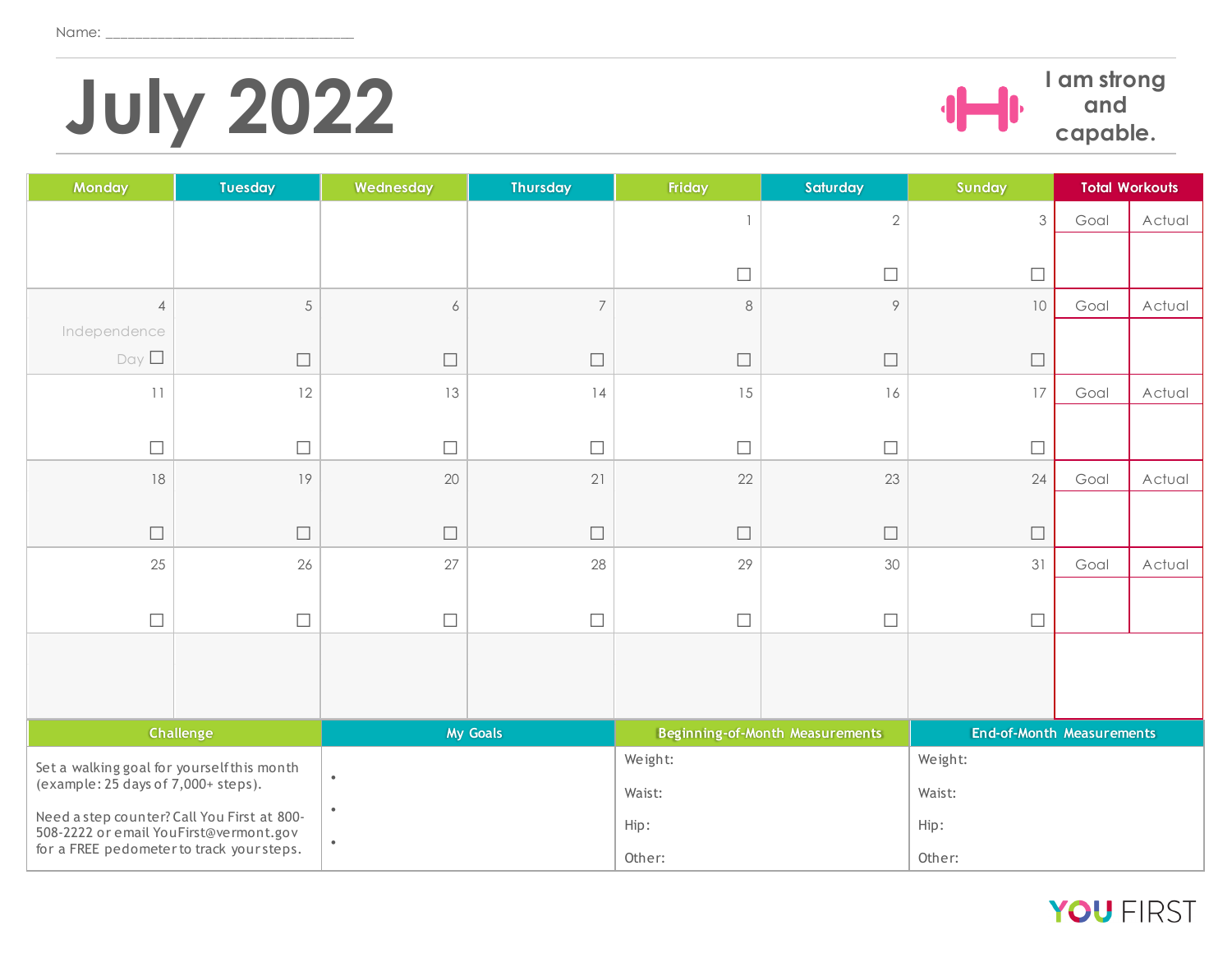Name: ______________________________

# July 2022

I am strong and capable.

| Monday | Tuesday | Wednesday | Thursday | Friday | Saturday | Sunday | Total Workouts | |
|---|---|---|---|---|---|---|---|---|
| | | | | 1 ☐ | 2 ☐ | 3 ☐ | Goal | Actual |
| 4 Independence Day ☐ | 5 ☐ | 6 ☐ | 7 ☐ | 8 ☐ | 9 ☐ | 10 ☐ | Goal | Actual |
| 11 ☐ | 12 ☐ | 13 ☐ | 14 ☐ | 15 ☐ | 16 ☐ | 17 ☐ | Goal | Actual |
| 18 ☐ | 19 ☐ | 20 ☐ | 21 ☐ | 22 ☐ | 23 ☐ | 24 ☐ | Goal | Actual |
| 25 ☐ | 26 ☐ | 27 ☐ | 28 ☐ | 29 ☐ | 30 ☐ | 31 ☐ | Goal | Actual |
| | | | | | | | | |

| Challenge | My Goals | Beginning-of-Month Measurements | End-of-Month Measurements |
|---|---|---|---|
| Set a walking goal for yourself this month (example: 25 days of 7,000+ steps).<br><br>Need a step counter? Call You First at 800-508-2222 or email YouFirst@vermont.gov for a FREE pedometer to track your steps. | •<br>•<br>• | Weight:<br>Waist:<br>Hip:<br>Other: | Weight:<br>Waist:<br>Hip:<br>Other: |

YOU FIRST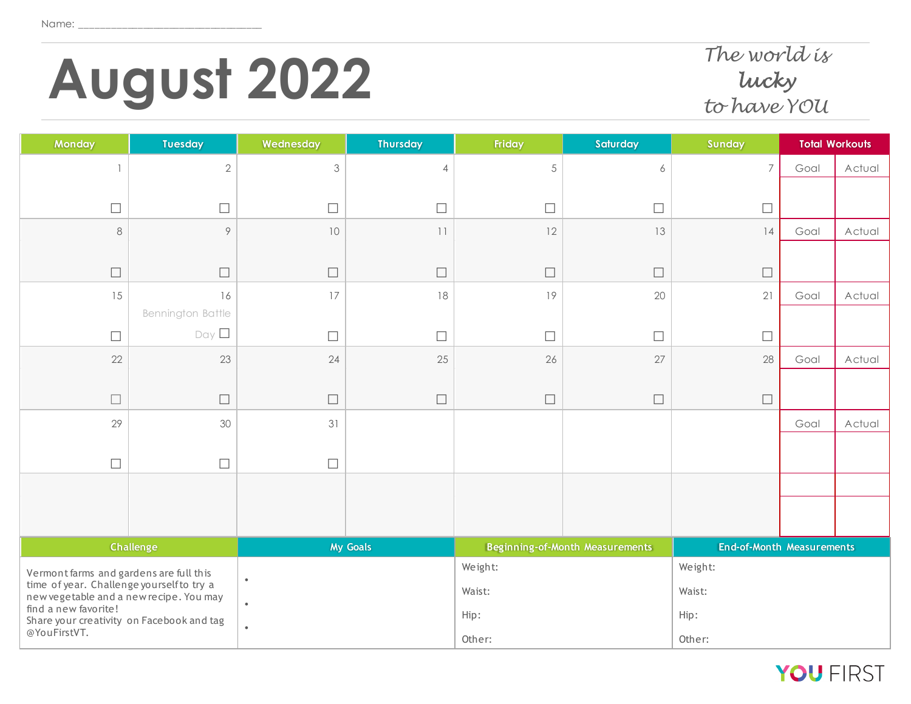Name: ______________________________

# August 2022

*The world is lucky to have YOU*

| Monday | Tuesday | Wednesday | Thursday | Friday | Saturday | Sunday | Total Workouts | |
|---|---|---|---|---|---|---|---|---|
| 1 ☐ | 2 ☐ | 3 ☐ | 4 ☐ | 5 ☐ | 6 ☐ | 7 ☐ | Goal | Actual |
| 8 ☐ | 9 ☐ | 10 ☐ | 11 ☐ | 12 ☐ | 13 ☐ | 14 ☐ | Goal | Actual |
| 15 ☐ | 16 Bennington Battle Day ☐ | 17 ☐ | 18 ☐ | 19 ☐ | 20 ☐ | 21 ☐ | Goal | Actual |
| 22 ☐ | 23 ☐ | 24 ☐ | 25 ☐ | 26 ☐ | 27 ☐ | 28 ☐ | Goal | Actual |
| 29 ☐ | 30 ☐ | 31 ☐ | | | | | Goal | Actual |
| | | | | | | | | |

| Challenge | My Goals | Beginning-of-Month Measurements | End-of-Month Measurements |
|---|---|---|---|
| Vermont farms and gardens are full this time of year. Challenge yourself to try a new vegetable and a new recipe. You may find a new favorite! Share your creativity on Facebook and tag @YouFirstVT. | •<br>•<br>• | Weight:<br>Waist:<br>Hip:<br>Other: | Weight:<br>Waist:<br>Hip:<br>Other: |

YOU FIRST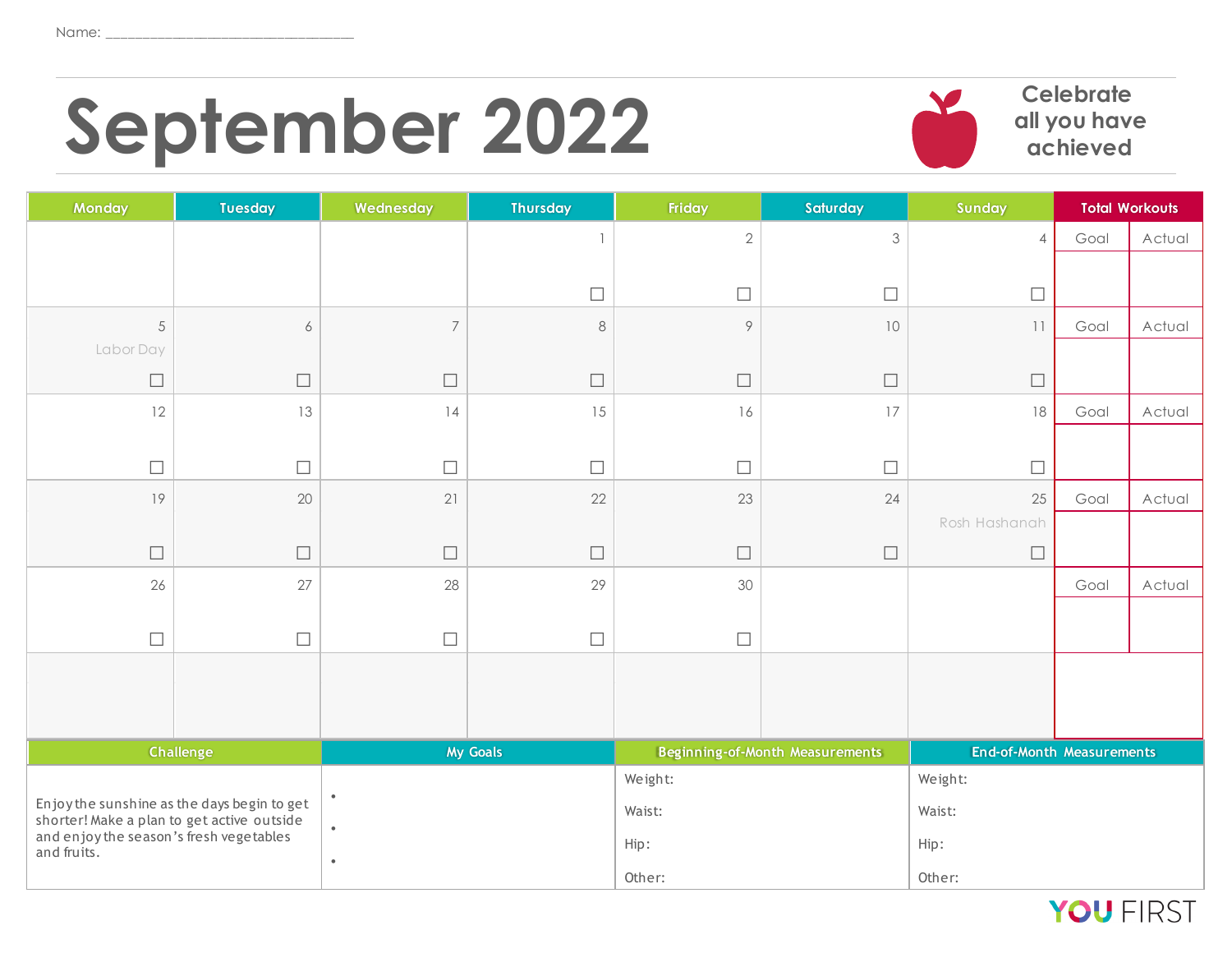Name: ______________________________

# September 2022

Celebrate all you have achieved

| Monday | Tuesday | Wednesday | Thursday | Friday | Saturday | Sunday | Total Workouts | |
|---|---|---|---|---|---|---|---|---|
| | | | 1 ☐ | 2 ☐ | 3 ☐ | 4 ☐ | Goal | Actual |
| 5 Labor Day ☐ | 6 ☐ | 7 ☐ | 8 ☐ | 9 ☐ | 10 ☐ | 11 ☐ | Goal | Actual |
| 12 ☐ | 13 ☐ | 14 ☐ | 15 ☐ | 16 ☐ | 17 ☐ | 18 ☐ | Goal | Actual |
| 19 ☐ | 20 ☐ | 21 ☐ | 22 ☐ | 23 ☐ | 24 ☐ | 25 Rosh Hashanah ☐ | Goal | Actual |
| 26 ☐ | 27 ☐ | 28 ☐ | 29 ☐ | 30 ☐ | | | Goal | Actual |
| | | | | | | | | |

| Challenge | My Goals | Beginning-of-Month Measurements | End-of-Month Measurements |
|---|---|---|---|
| Enjoy the sunshine as the days begin to get shorter! Make a plan to get active outside and enjoy the season's fresh vegetables and fruits. | • <br> • <br> • | Weight: <br> Waist: <br> Hip: <br> Other: | Weight: <br> Waist: <br> Hip: <br> Other: |

YOU FIRST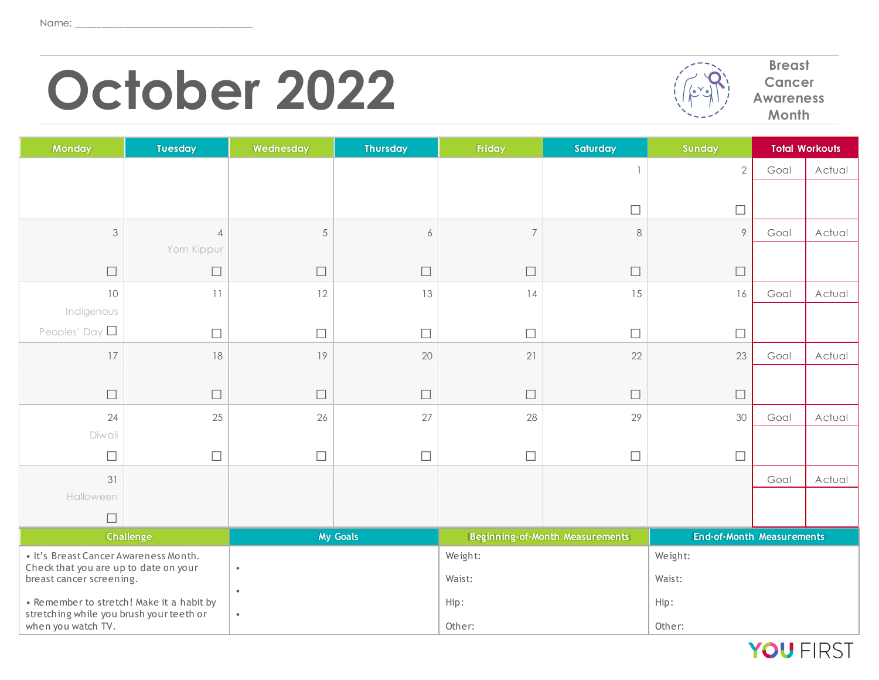Name: ______________________________

# October 2022

**Breast Cancer Awareness Month**

| Monday | Tuesday | Wednesday | Thursday | Friday | Saturday | Sunday | Total Workouts | |
|---|---|---|---|---|---|---|---|---|
| | | | | | 1 ☐ | 2 ☐ | Goal | Actual |
| 3 ☐ | 4 Yom Kippur ☐ | 5 ☐ | 6 ☐ | 7 ☐ | 8 ☐ | 9 ☐ | Goal | Actual |
| 10 Indigenous Peoples' Day ☐ | 11 ☐ | 12 ☐ | 13 ☐ | 14 ☐ | 15 ☐ | 16 ☐ | Goal | Actual |
| 17 ☐ | 18 ☐ | 19 ☐ | 20 ☐ | 21 ☐ | 22 ☐ | 23 ☐ | Goal | Actual |
| 24 Diwali ☐ | 25 ☐ | 26 ☐ | 27 ☐ | 28 ☐ | 29 ☐ | 30 ☐ | Goal | Actual |
| 31 Halloween ☐ | | | | | | | Goal | Actual |

| Challenge | My Goals | Beginning-of-Month Measurements | End-of-Month Measurements |
|---|---|---|---|
| • It's Breast Cancer Awareness Month. Check that you are up to date on your breast cancer screening.<br><br>• Remember to stretch! Make it a habit by stretching while you brush your teeth or when you watch TV. | •<br>•<br>• | Weight:<br>Waist:<br>Hip:<br>Other: | Weight:<br>Waist:<br>Hip:<br>Other: |

YOU FIRST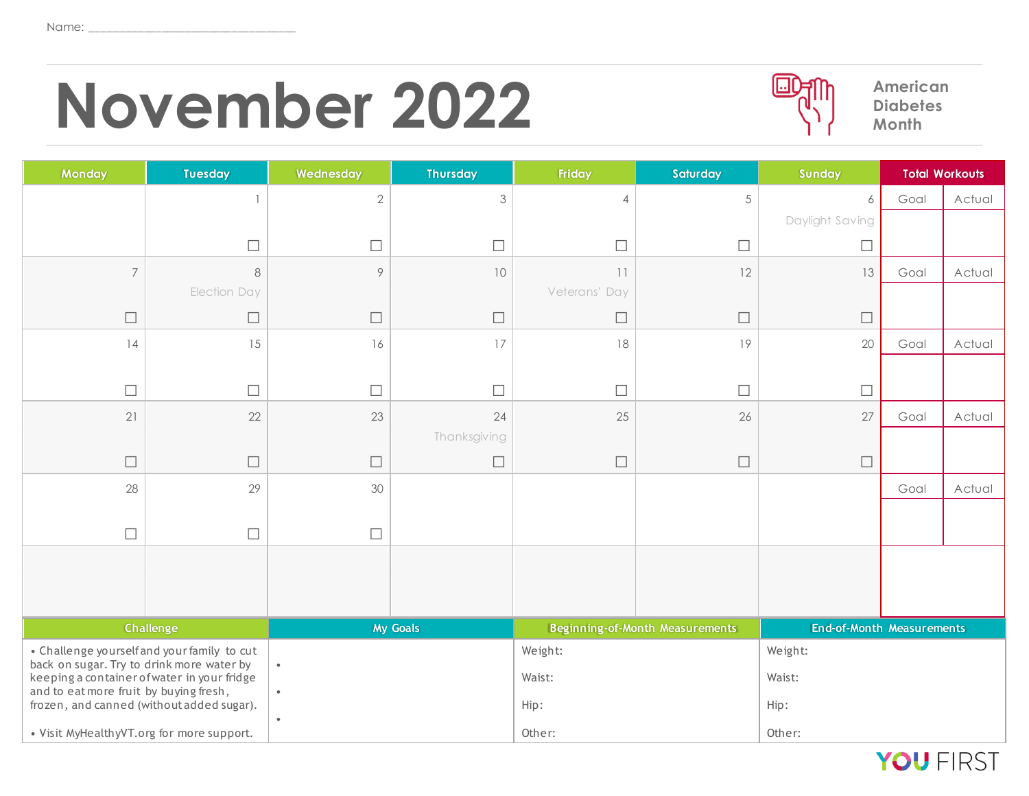Name: ______________________________

# November 2022

**American Diabetes Month**

| Monday | Tuesday | Wednesday | Thursday | Friday | Saturday | Sunday | Total Workouts | |
|---|---|---|---|---|---|---|---|---|
| | 1 ☐ | 2 ☐ | 3 ☐ | 4 ☐ | 5 ☐ | 6 Daylight Saving ☐ | Goal | Actual |
| 7 ☐ | 8 Election Day ☐ | 9 ☐ | 10 ☐ | 11 Veterans' Day ☐ | 12 ☐ | 13 ☐ | Goal | Actual |
| 14 ☐ | 15 ☐ | 16 ☐ | 17 ☐ | 18 ☐ | 19 ☐ | 20 ☐ | Goal | Actual |
| 21 ☐ | 22 ☐ | 23 ☐ | 24 Thanksgiving ☐ | 25 ☐ | 26 ☐ | 27 ☐ | Goal | Actual |
| 28 ☐ | 29 ☐ | 30 ☐ | | | | | Goal | Actual |
| | | | | | | | | |

| Challenge | My Goals | Beginning-of-Month Measurements | End-of-Month Measurements |
|---|---|---|---|
| • Challenge yourself and your family to cut back on sugar. Try to drink more water by keeping a container of water in your fridge and to eat more fruit by buying fresh, frozen, and canned (without added sugar).<br><br>• Visit MyHealthyVT.org for more support. | •<br>•<br>• | Weight:<br>Waist:<br>Hip:<br>Other: | Weight:<br>Waist:<br>Hip:<br>Other: |

YOU FIRST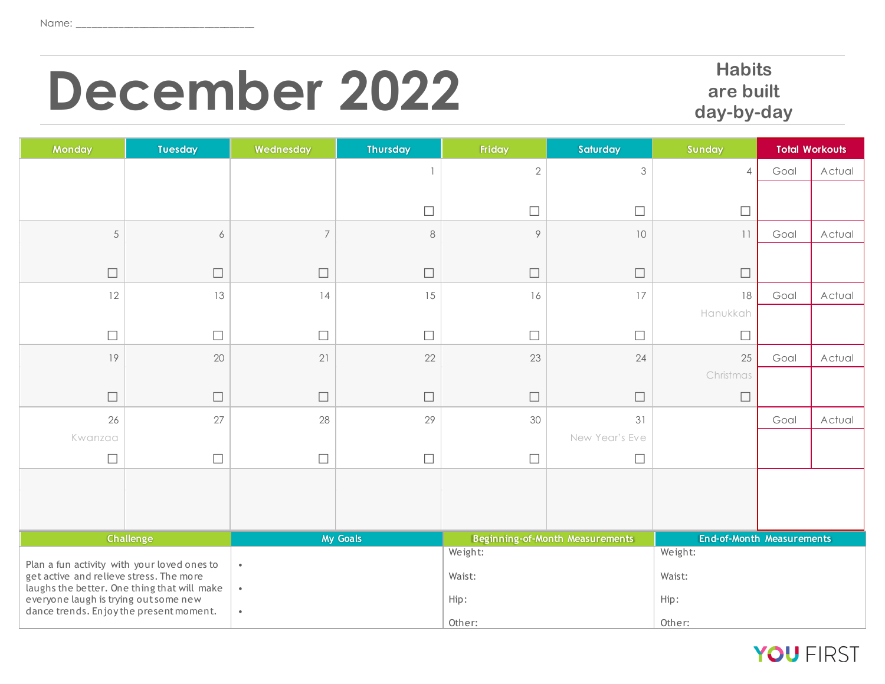Name: ______________________________

# December 2022

**Habits are built day-by-day**

| Monday | Tuesday | Wednesday | Thursday | Friday | Saturday | Sunday | Total Workouts | |
|---|---|---|---|---|---|---|---|---|
| | | | 1 ☐ | 2 ☐ | 3 ☐ | 4 ☐ | Goal | Actual |
| 5 ☐ | 6 ☐ | 7 ☐ | 8 ☐ | 9 ☐ | 10 ☐ | 11 ☐ | Goal | Actual |
| 12 ☐ | 13 ☐ | 14 ☐ | 15 ☐ | 16 ☐ | 17 ☐ | 18 Hanukkah ☐ | Goal | Actual |
| 19 ☐ | 20 ☐ | 21 ☐ | 22 ☐ | 23 ☐ | 24 ☐ | 25 Christmas ☐ | Goal | Actual |
| 26 Kwanzaa ☐ | 27 ☐ | 28 ☐ | 29 ☐ | 30 ☐ | 31 New Year's Eve ☐ | | Goal | Actual |
| | | | | | | | | |

| Challenge | My Goals | Beginning-of-Month Measurements | End-of-Month Measurements |
|---|---|---|---|
| Plan a fun activity with your loved ones to get active and relieve stress. The more laughs the better. One thing that will make everyone laugh is trying out some new dance trends. Enjoy the present moment. | • <br> • <br> • | Weight: <br> Waist: <br> Hip: <br> Other: | Weight: <br> Waist: <br> Hip: <br> Other: |

YOU FIRST